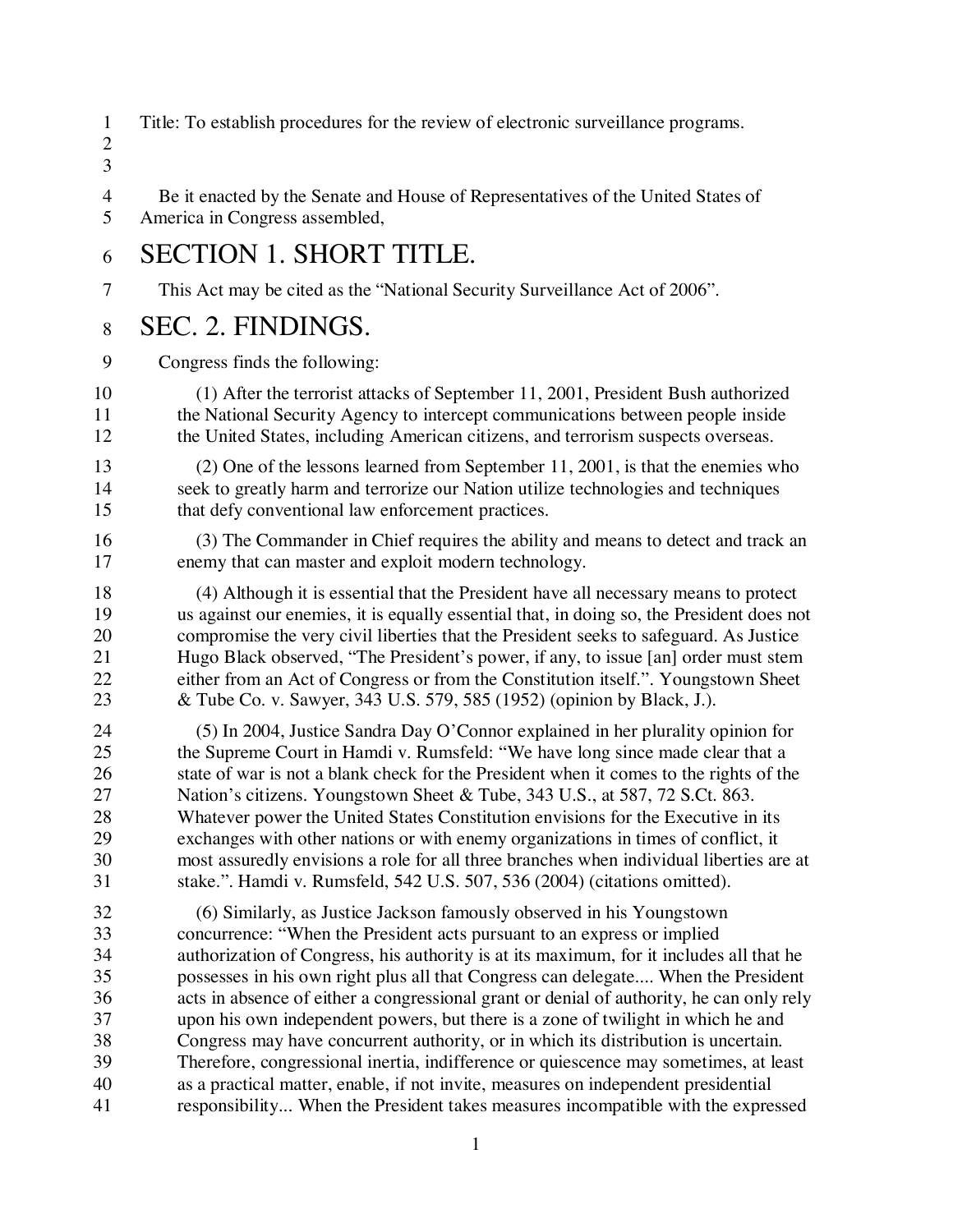Title: To establish procedures for the review of electronic surveillance programs.

Be it enacted by the Senate and House of Representatives of the United States of America in Congress assembled,

# SECTION 1. SHORT TITLE.

This Act may be cited as the “National Security Surveillance Act of 2006”.

# SEC. 2. FINDINGS.

Congress finds the following:

(1) After the terrorist attacks of September 11, 2001, President Bush authorized the National Security Agency to intercept communications between people inside the United States, including American citizens, and terrorism suspects overseas.

(2) One of the lessons learned from September 11, 2001, is that the enemies who seek to greatly harm and terrorize our Nation utilize technologies and techniques that defy conventional law enforcement practices.

(3) The Commander in Chief requires the ability and means to detect and track an enemy that can master and exploit modern technology.

(4) Although it is essential that the President have all necessary means to protect us against our enemies, it is equally essential that, in doing so, the President does not compromise the very civil liberties that the President seeks to safeguard. As Justice Hugo Black observed, “The President’s power, if any, to issue [an] order must stem either from an Act of Congress or from the Constitution itself.”. Youngstown Sheet & Tube Co. v. Sawyer, 343 U.S. 579, 585 (1952) (opinion by Black, J.).

(5) In 2004, Justice Sandra Day O’Connor explained in her plurality opinion for the Supreme Court in Hamdi v. Rumsfeld: “We have long since made clear that a state of war is not a blank check for the President when it comes to the rights of the Nation’s citizens. Youngstown Sheet & Tube, 343 U.S., at 587, 72 S.Ct. 863. Whatever power the United States Constitution envisions for the Executive in its exchanges with other nations or with enemy organizations in times of conflict, it most assuredly envisions a role for all three branches when individual liberties are at stake.”. Hamdi v. Rumsfeld, 542 U.S. 507, 536 (2004) (citations omitted).

(6) Similarly, as Justice Jackson famously observed in his Youngstown concurrence: “When the President acts pursuant to an express or implied authorization of Congress, his authority is at its maximum, for it includes all that he possesses in his own right plus all that Congress can delegate.... When the President acts in absence of either a congressional grant or denial of authority, he can only rely upon his own independent powers, but there is a zone of twilight in which he and Congress may have concurrent authority, or in which its distribution is uncertain. Therefore, congressional inertia, indifference or quiescence may sometimes, at least as a practical matter, enable, if not invite, measures on independent presidential responsibility... When the President takes measures incompatible with the expressed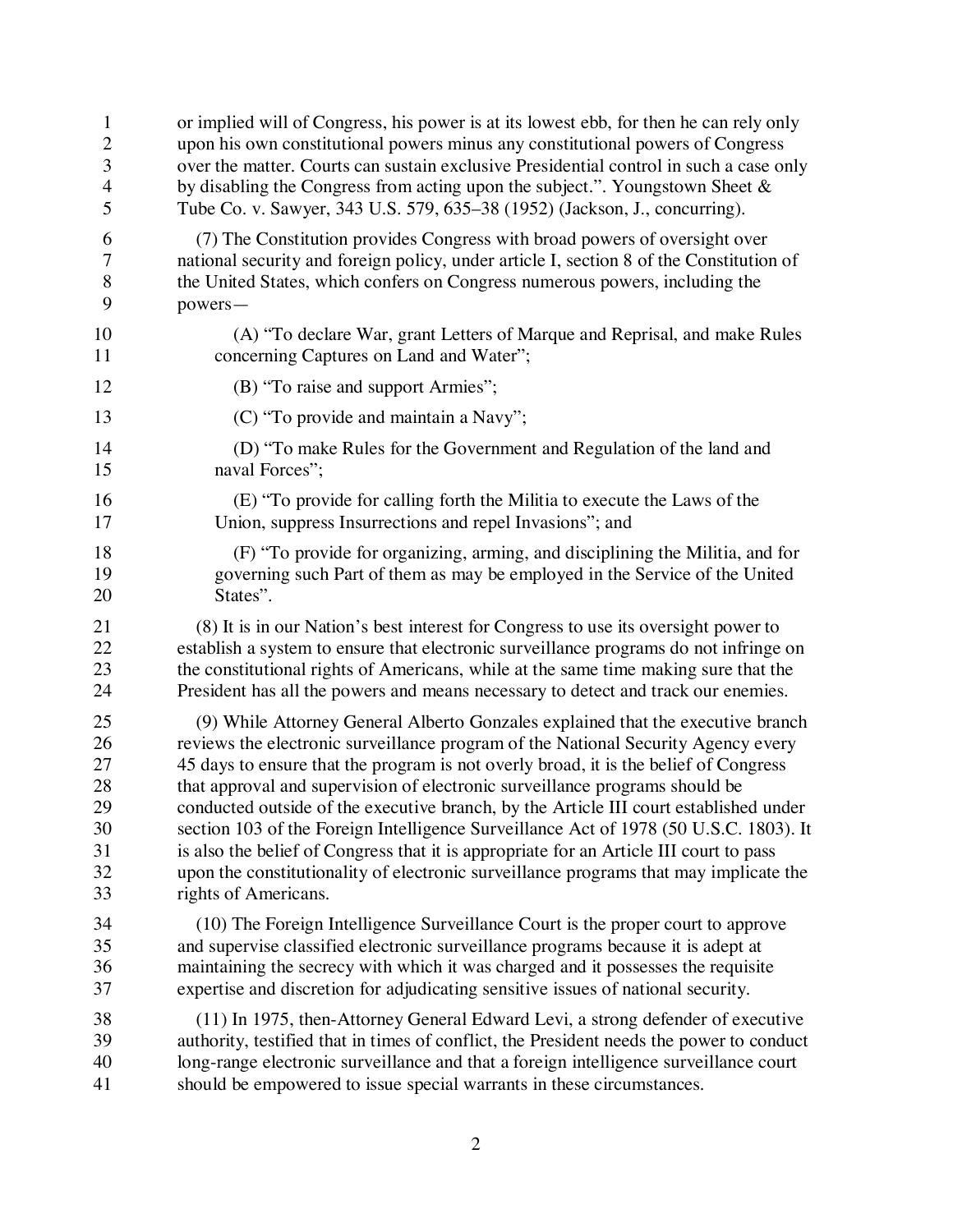or implied will of Congress, his power is at its lowest ebb, for then he can rely only upon his own constitutional powers minus any constitutional powers of Congress over the matter. Courts can sustain exclusive Presidential control in such a case only by disabling the Congress from acting upon the subject.". Youngstown Sheet & Tube Co. v. Sawyer, 343 U.S. 579, 635–38 (1952) (Jackson, J., concurring).

(7) The Constitution provides Congress with broad powers of oversight over national security and foreign policy, under article I, section 8 of the Constitution of the United States, which confers on Congress numerous powers, including the powers—

(A) "To declare War, grant Letters of Marque and Reprisal, and make Rules concerning Captures on Land and Water";

(B) "To raise and support Armies";

(C) "To provide and maintain a Navy";

(D) "To make Rules for the Government and Regulation of the land and naval Forces";

(E) "To provide for calling forth the Militia to execute the Laws of the Union, suppress Insurrections and repel Invasions"; and

(F) "To provide for organizing, arming, and disciplining the Militia, and for governing such Part of them as may be employed in the Service of the United States".

(8) It is in our Nation's best interest for Congress to use its oversight power to establish a system to ensure that electronic surveillance programs do not infringe on the constitutional rights of Americans, while at the same time making sure that the President has all the powers and means necessary to detect and track our enemies.

(9) While Attorney General Alberto Gonzales explained that the executive branch reviews the electronic surveillance program of the National Security Agency every 45 days to ensure that the program is not overly broad, it is the belief of Congress that approval and supervision of electronic surveillance programs should be conducted outside of the executive branch, by the Article III court established under section 103 of the Foreign Intelligence Surveillance Act of 1978 (50 U.S.C. 1803). It is also the belief of Congress that it is appropriate for an Article III court to pass upon the constitutionality of electronic surveillance programs that may implicate the rights of Americans.

(10) The Foreign Intelligence Surveillance Court is the proper court to approve and supervise classified electronic surveillance programs because it is adept at maintaining the secrecy with which it was charged and it possesses the requisite expertise and discretion for adjudicating sensitive issues of national security.

(11) In 1975, then-Attorney General Edward Levi, a strong defender of executive authority, testified that in times of conflict, the President needs the power to conduct long-range electronic surveillance and that a foreign intelligence surveillance court should be empowered to issue special warrants in these circumstances.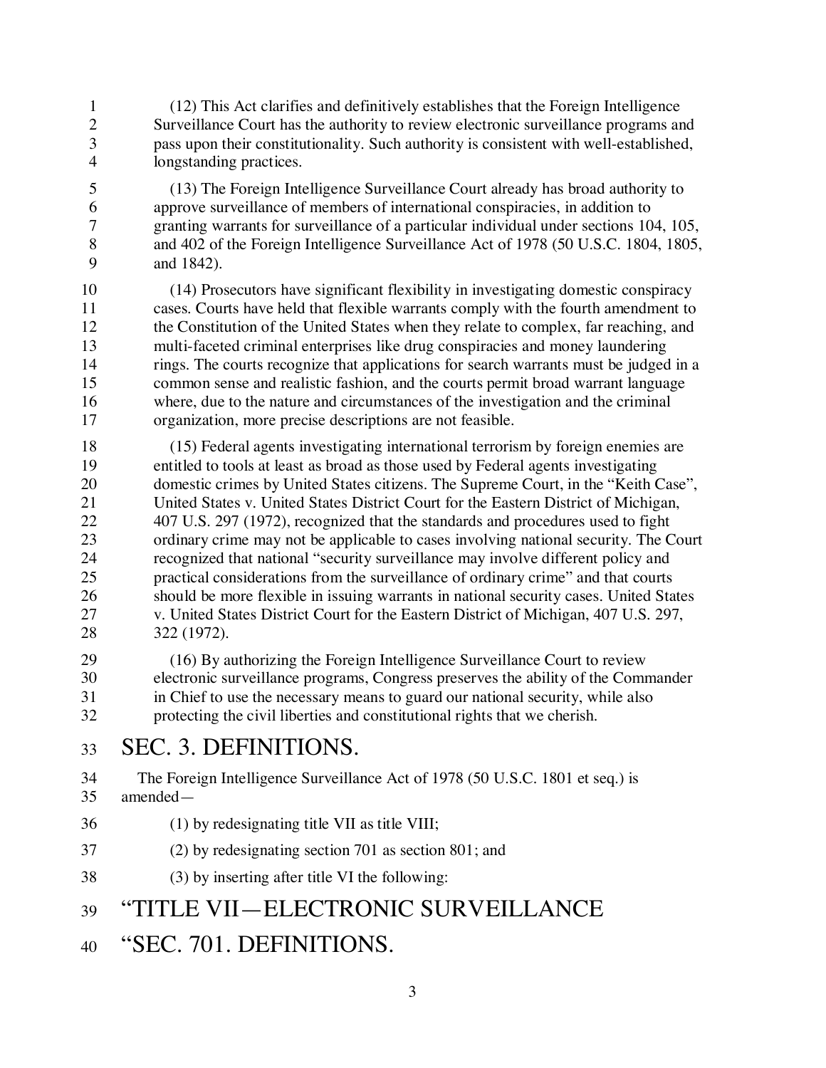(12) This Act clarifies and definitively establishes that the Foreign Intelligence Surveillance Court has the authority to review electronic surveillance programs and pass upon their constitutionality. Such authority is consistent with well-established, longstanding practices.

(13) The Foreign Intelligence Surveillance Court already has broad authority to approve surveillance of members of international conspiracies, in addition to granting warrants for surveillance of a particular individual under sections 104, 105, and 402 of the Foreign Intelligence Surveillance Act of 1978 (50 U.S.C. 1804, 1805, and 1842).

(14) Prosecutors have significant flexibility in investigating domestic conspiracy cases. Courts have held that flexible warrants comply with the fourth amendment to the Constitution of the United States when they relate to complex, far reaching, and multi-faceted criminal enterprises like drug conspiracies and money laundering rings. The courts recognize that applications for search warrants must be judged in a common sense and realistic fashion, and the courts permit broad warrant language where, due to the nature and circumstances of the investigation and the criminal organization, more precise descriptions are not feasible.

(15) Federal agents investigating international terrorism by foreign enemies are entitled to tools at least as broad as those used by Federal agents investigating domestic crimes by United States citizens. The Supreme Court, in the "Keith Case", United States v. United States District Court for the Eastern District of Michigan, 407 U.S. 297 (1972), recognized that the standards and procedures used to fight ordinary crime may not be applicable to cases involving national security. The Court recognized that national "security surveillance may involve different policy and practical considerations from the surveillance of ordinary crime" and that courts should be more flexible in issuing warrants in national security cases. United States v. United States District Court for the Eastern District of Michigan, 407 U.S. 297, 322 (1972).

(16) By authorizing the Foreign Intelligence Surveillance Court to review electronic surveillance programs, Congress preserves the ability of the Commander in Chief to use the necessary means to guard our national security, while also protecting the civil liberties and constitutional rights that we cherish.

## SEC. 3. DEFINITIONS.

The Foreign Intelligence Surveillance Act of 1978 (50 U.S.C. 1801 et seq.) is amended—

(1) by redesignating title VII as title VIII;

(2) by redesignating section 701 as section 801; and

(3) by inserting after title VI the following:

## "TITLE VII—ELECTRONIC SURVEILLANCE

## "SEC. 701. DEFINITIONS.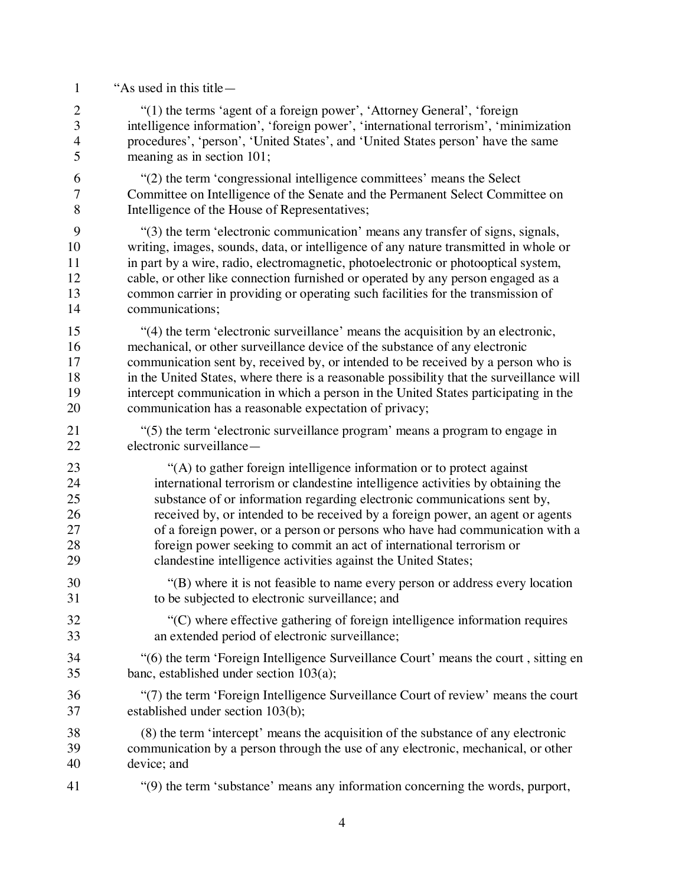"As used in this title—

"(1) the terms 'agent of a foreign power', 'Attorney General', 'foreign intelligence information', 'foreign power', 'international terrorism', 'minimization procedures', 'person', 'United States', and 'United States person' have the same meaning as in section 101;

"(2) the term 'congressional intelligence committees' means the Select Committee on Intelligence of the Senate and the Permanent Select Committee on Intelligence of the House of Representatives;

"(3) the term 'electronic communication' means any transfer of signs, signals, writing, images, sounds, data, or intelligence of any nature transmitted in whole or in part by a wire, radio, electromagnetic, photoelectronic or photooptical system, cable, or other like connection furnished or operated by any person engaged as a common carrier in providing or operating such facilities for the transmission of communications;

"(4) the term 'electronic surveillance' means the acquisition by an electronic, mechanical, or other surveillance device of the substance of any electronic communication sent by, received by, or intended to be received by a person who is in the United States, where there is a reasonable possibility that the surveillance will intercept communication in which a person in the United States participating in the communication has a reasonable expectation of privacy;

"(5) the term 'electronic surveillance program' means a program to engage in electronic surveillance—

"(A) to gather foreign intelligence information or to protect against international terrorism or clandestine intelligence activities by obtaining the substance of or information regarding electronic communications sent by, received by, or intended to be received by a foreign power, an agent or agents of a foreign power, or a person or persons who have had communication with a foreign power seeking to commit an act of international terrorism or clandestine intelligence activities against the United States;

"(B) where it is not feasible to name every person or address every location to be subjected to electronic surveillance; and

"(C) where effective gathering of foreign intelligence information requires an extended period of electronic surveillance;

"(6) the term 'Foreign Intelligence Surveillance Court' means the court , sitting en banc, established under section 103(a);

"(7) the term 'Foreign Intelligence Surveillance Court of review' means the court established under section 103(b);

(8) the term 'intercept' means the acquisition of the substance of any electronic communication by a person through the use of any electronic, mechanical, or other device; and

"(9) the term 'substance' means any information concerning the words, purport,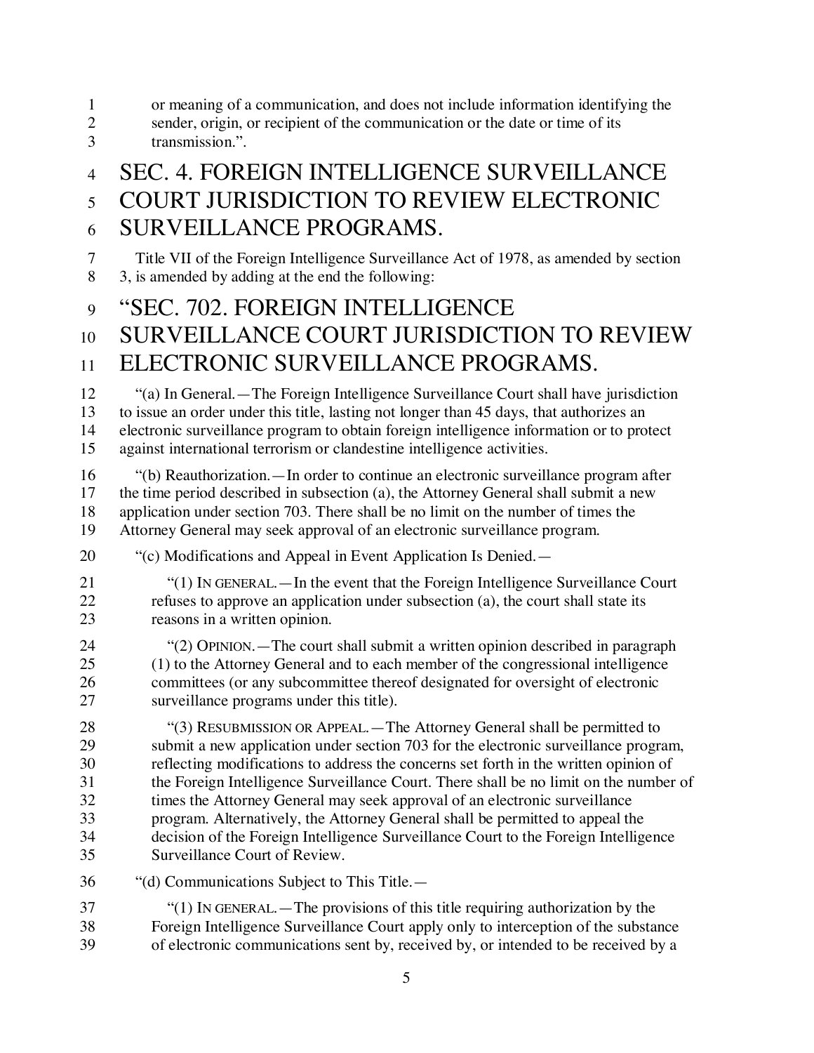or meaning of a communication, and does not include information identifying the sender, origin, or recipient of the communication or the date or time of its transmission.".

# SEC. 4. FOREIGN INTELLIGENCE SURVEILLANCE COURT JURISDICTION TO REVIEW ELECTRONIC SURVEILLANCE PROGRAMS.

Title VII of the Foreign Intelligence Surveillance Act of 1978, as amended by section 3, is amended by adding at the end the following:

# "SEC. 702. FOREIGN INTELLIGENCE SURVEILLANCE COURT JURISDICTION TO REVIEW ELECTRONIC SURVEILLANCE PROGRAMS.

"(a) In General.—The Foreign Intelligence Surveillance Court shall have jurisdiction to issue an order under this title, lasting not longer than 45 days, that authorizes an electronic surveillance program to obtain foreign intelligence information or to protect against international terrorism or clandestine intelligence activities.

"(b) Reauthorization.—In order to continue an electronic surveillance program after the time period described in subsection (a), the Attorney General shall submit a new application under section 703. There shall be no limit on the number of times the Attorney General may seek approval of an electronic surveillance program.

"(c) Modifications and Appeal in Event Application Is Denied.—

"(1) In general.—In the event that the Foreign Intelligence Surveillance Court refuses to approve an application under subsection (a), the court shall state its reasons in a written opinion.

"(2) Opinion.—The court shall submit a written opinion described in paragraph (1) to the Attorney General and to each member of the congressional intelligence committees (or any subcommittee thereof designated for oversight of electronic surveillance programs under this title).

"(3) Resubmission or Appeal.—The Attorney General shall be permitted to submit a new application under section 703 for the electronic surveillance program, reflecting modifications to address the concerns set forth in the written opinion of the Foreign Intelligence Surveillance Court. There shall be no limit on the number of times the Attorney General may seek approval of an electronic surveillance program. Alternatively, the Attorney General shall be permitted to appeal the decision of the Foreign Intelligence Surveillance Court to the Foreign Intelligence Surveillance Court of Review.

"(d) Communications Subject to This Title.—

"(1) In general.—The provisions of this title requiring authorization by the Foreign Intelligence Surveillance Court apply only to interception of the substance of electronic communications sent by, received by, or intended to be received by a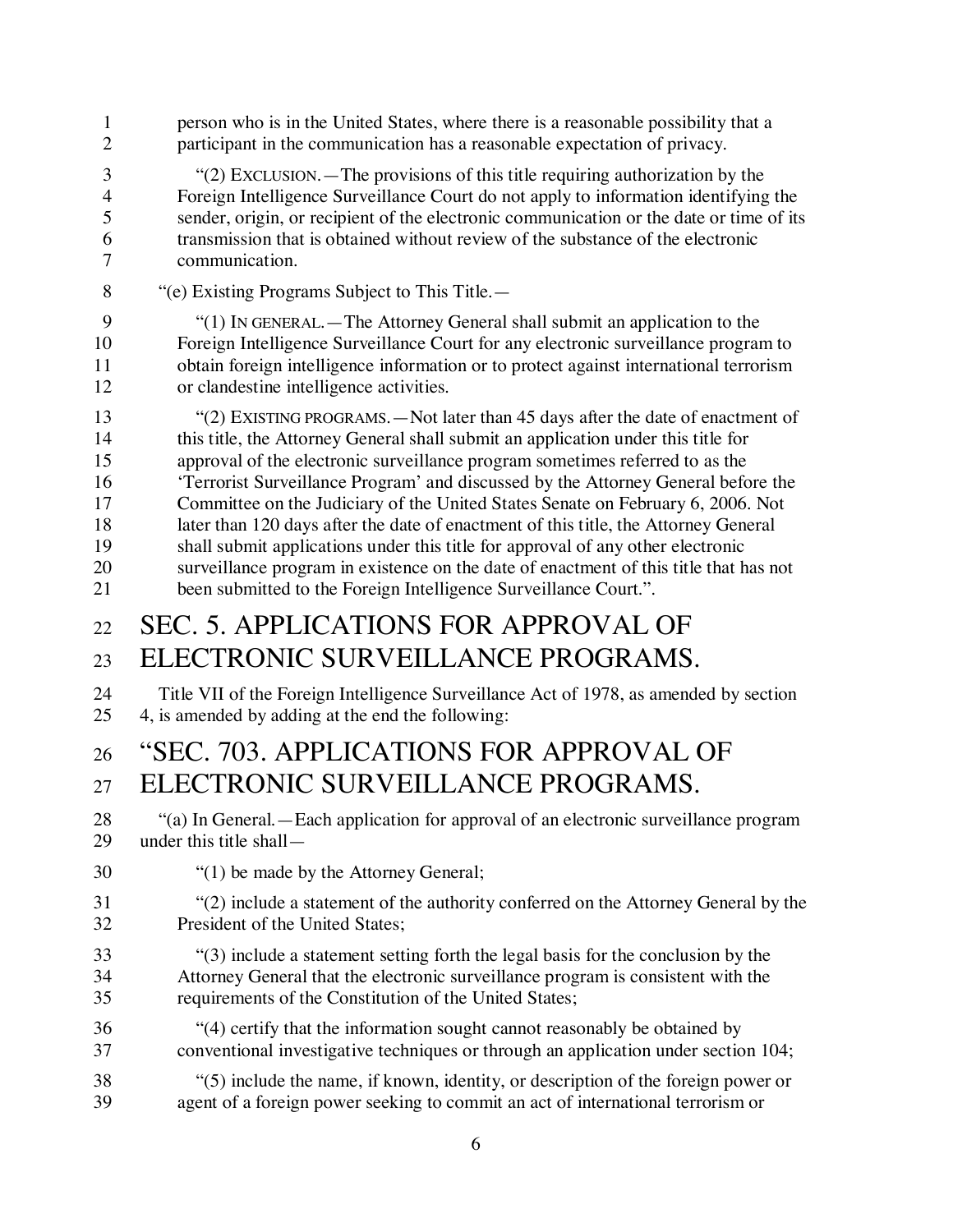person who is in the United States, where there is a reasonable possibility that a participant in the communication has a reasonable expectation of privacy.

"(2) EXCLUSION.—The provisions of this title requiring authorization by the Foreign Intelligence Surveillance Court do not apply to information identifying the sender, origin, or recipient of the electronic communication or the date or time of its transmission that is obtained without review of the substance of the electronic communication.

"(e) Existing Programs Subject to This Title.—

"(1) IN GENERAL.—The Attorney General shall submit an application to the Foreign Intelligence Surveillance Court for any electronic surveillance program to obtain foreign intelligence information or to protect against international terrorism or clandestine intelligence activities.

"(2) EXISTING PROGRAMS.—Not later than 45 days after the date of enactment of this title, the Attorney General shall submit an application under this title for approval of the electronic surveillance program sometimes referred to as the 'Terrorist Surveillance Program' and discussed by the Attorney General before the Committee on the Judiciary of the United States Senate on February 6, 2006. Not later than 120 days after the date of enactment of this title, the Attorney General shall submit applications under this title for approval of any other electronic surveillance program in existence on the date of enactment of this title that has not been submitted to the Foreign Intelligence Surveillance Court.".

# SEC. 5. APPLICATIONS FOR APPROVAL OF ELECTRONIC SURVEILLANCE PROGRAMS.

Title VII of the Foreign Intelligence Surveillance Act of 1978, as amended by section 4, is amended by adding at the end the following:

# "SEC. 703. APPLICATIONS FOR APPROVAL OF ELECTRONIC SURVEILLANCE PROGRAMS.

"(a) In General.—Each application for approval of an electronic surveillance program under this title shall—

"(1) be made by the Attorney General;

"(2) include a statement of the authority conferred on the Attorney General by the President of the United States;

"(3) include a statement setting forth the legal basis for the conclusion by the Attorney General that the electronic surveillance program is consistent with the requirements of the Constitution of the United States;

"(4) certify that the information sought cannot reasonably be obtained by conventional investigative techniques or through an application under section 104;

"(5) include the name, if known, identity, or description of the foreign power or agent of a foreign power seeking to commit an act of international terrorism or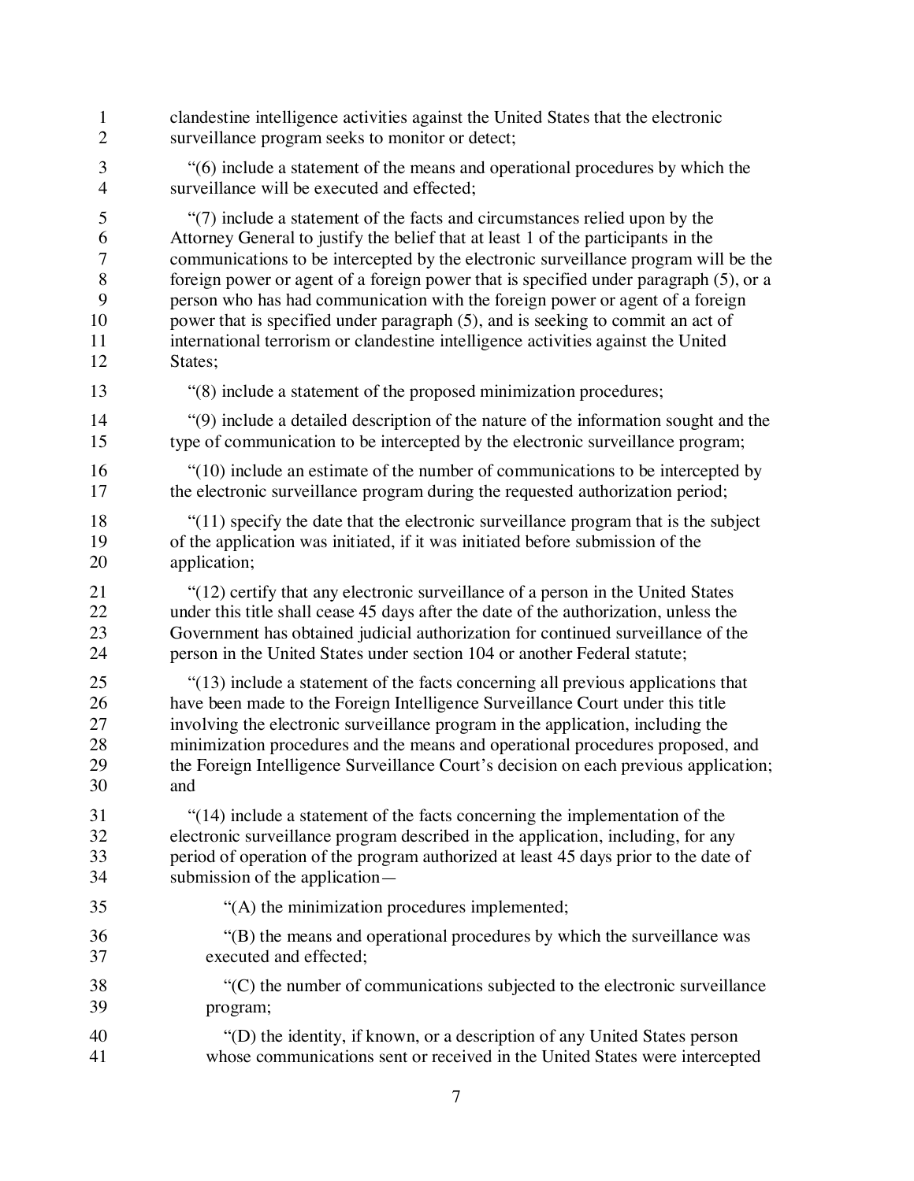clandestine intelligence activities against the United States that the electronic surveillance program seeks to monitor or detect;

"(6) include a statement of the means and operational procedures by which the surveillance will be executed and effected;

"(7) include a statement of the facts and circumstances relied upon by the Attorney General to justify the belief that at least 1 of the participants in the communications to be intercepted by the electronic surveillance program will be the foreign power or agent of a foreign power that is specified under paragraph (5), or a person who has had communication with the foreign power or agent of a foreign power that is specified under paragraph (5), and is seeking to commit an act of international terrorism or clandestine intelligence activities against the United States;

"(8) include a statement of the proposed minimization procedures;

"(9) include a detailed description of the nature of the information sought and the type of communication to be intercepted by the electronic surveillance program;

"(10) include an estimate of the number of communications to be intercepted by the electronic surveillance program during the requested authorization period;

"(11) specify the date that the electronic surveillance program that is the subject of the application was initiated, if it was initiated before submission of the application;

"(12) certify that any electronic surveillance of a person in the United States under this title shall cease 45 days after the date of the authorization, unless the Government has obtained judicial authorization for continued surveillance of the person in the United States under section 104 or another Federal statute;

"(13) include a statement of the facts concerning all previous applications that have been made to the Foreign Intelligence Surveillance Court under this title involving the electronic surveillance program in the application, including the minimization procedures and the means and operational procedures proposed, and the Foreign Intelligence Surveillance Court's decision on each previous application; and

"(14) include a statement of the facts concerning the implementation of the electronic surveillance program described in the application, including, for any period of operation of the program authorized at least 45 days prior to the date of submission of the application—

"(A) the minimization procedures implemented;

"(B) the means and operational procedures by which the surveillance was executed and effected;

"(C) the number of communications subjected to the electronic surveillance program;

"(D) the identity, if known, or a description of any United States person whose communications sent or received in the United States were intercepted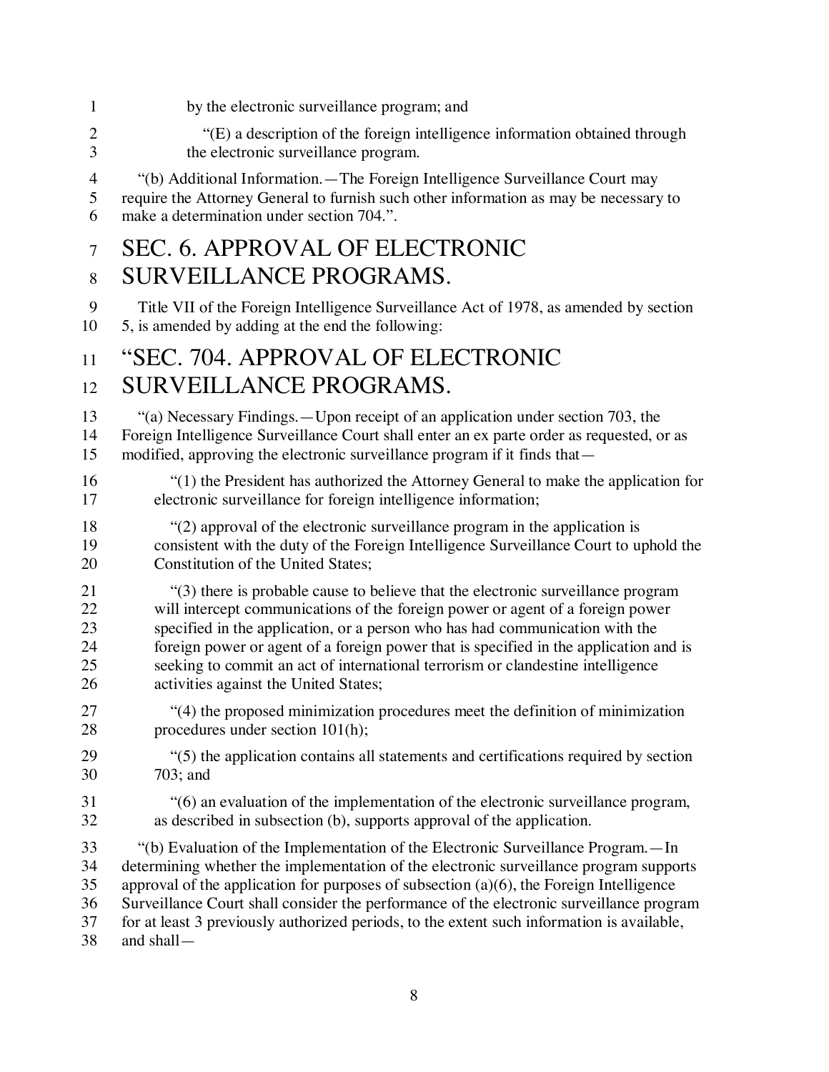by the electronic surveillance program; and

"(E) a description of the foreign intelligence information obtained through the electronic surveillance program.

"(b) Additional Information.—The Foreign Intelligence Surveillance Court may require the Attorney General to furnish such other information as may be necessary to make a determination under section 704.".

# SEC. 6. APPROVAL OF ELECTRONIC SURVEILLANCE PROGRAMS.

Title VII of the Foreign Intelligence Surveillance Act of 1978, as amended by section 5, is amended by adding at the end the following:

# "SEC. 704. APPROVAL OF ELECTRONIC SURVEILLANCE PROGRAMS.

"(a) Necessary Findings.—Upon receipt of an application under section 703, the Foreign Intelligence Surveillance Court shall enter an ex parte order as requested, or as modified, approving the electronic surveillance program if it finds that—

"(1) the President has authorized the Attorney General to make the application for electronic surveillance for foreign intelligence information;

"(2) approval of the electronic surveillance program in the application is consistent with the duty of the Foreign Intelligence Surveillance Court to uphold the Constitution of the United States;

"(3) there is probable cause to believe that the electronic surveillance program will intercept communications of the foreign power or agent of a foreign power specified in the application, or a person who has had communication with the foreign power or agent of a foreign power that is specified in the application and is seeking to commit an act of international terrorism or clandestine intelligence activities against the United States;

"(4) the proposed minimization procedures meet the definition of minimization procedures under section 101(h);

"(5) the application contains all statements and certifications required by section 703; and

"(6) an evaluation of the implementation of the electronic surveillance program, as described in subsection (b), supports approval of the application.

"(b) Evaluation of the Implementation of the Electronic Surveillance Program.—In determining whether the implementation of the electronic surveillance program supports approval of the application for purposes of subsection (a)(6), the Foreign Intelligence Surveillance Court shall consider the performance of the electronic surveillance program for at least 3 previously authorized periods, to the extent such information is available, and shall—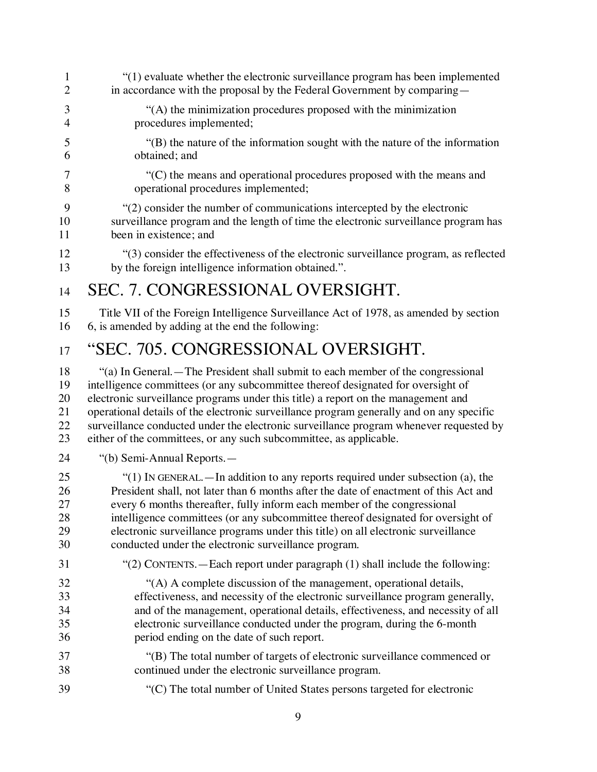"(1) evaluate whether the electronic surveillance program has been implemented in accordance with the proposal by the Federal Government by comparing—

"(A) the minimization procedures proposed with the minimization procedures implemented;

"(B) the nature of the information sought with the nature of the information obtained; and

"(C) the means and operational procedures proposed with the means and operational procedures implemented;

"(2) consider the number of communications intercepted by the electronic surveillance program and the length of time the electronic surveillance program has been in existence; and

"(3) consider the effectiveness of the electronic surveillance program, as reflected by the foreign intelligence information obtained.".

# SEC. 7. CONGRESSIONAL OVERSIGHT.

Title VII of the Foreign Intelligence Surveillance Act of 1978, as amended by section 6, is amended by adding at the end the following:

# "SEC. 705. CONGRESSIONAL OVERSIGHT.

"(a) In General.—The President shall submit to each member of the congressional intelligence committees (or any subcommittee thereof designated for oversight of electronic surveillance programs under this title) a report on the management and operational details of the electronic surveillance program generally and on any specific surveillance conducted under the electronic surveillance program whenever requested by either of the committees, or any such subcommittee, as applicable.

"(b) Semi-Annual Reports.—

"(1) In general.—In addition to any reports required under subsection (a), the President shall, not later than 6 months after the date of enactment of this Act and every 6 months thereafter, fully inform each member of the congressional intelligence committees (or any subcommittee thereof designated for oversight of electronic surveillance programs under this title) on all electronic surveillance conducted under the electronic surveillance program.

"(2) Contents.—Each report under paragraph (1) shall include the following:

"(A) A complete discussion of the management, operational details, effectiveness, and necessity of the electronic surveillance program generally, and of the management, operational details, effectiveness, and necessity of all electronic surveillance conducted under the program, during the 6-month period ending on the date of such report.

"(B) The total number of targets of electronic surveillance commenced or continued under the electronic surveillance program.

"(C) The total number of United States persons targeted for electronic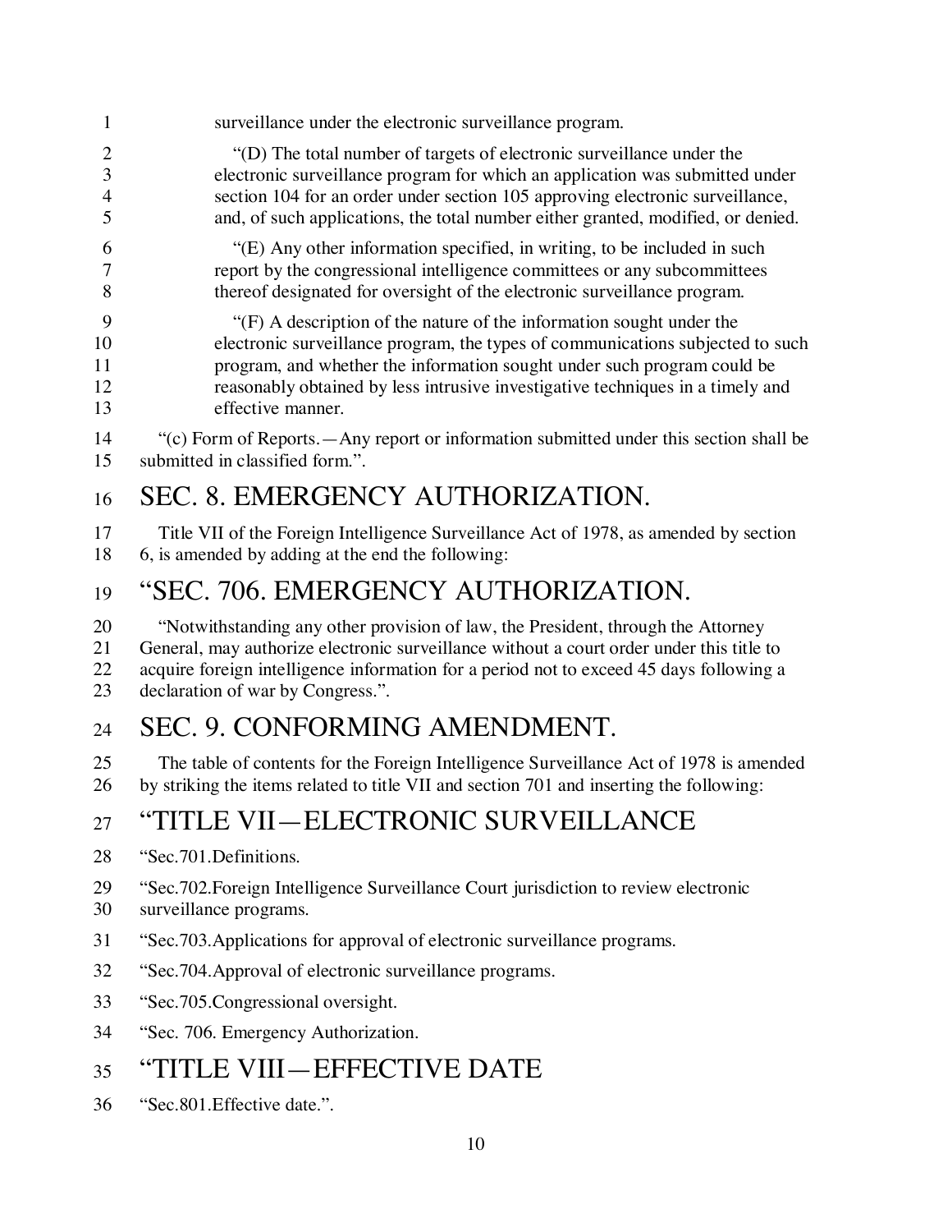surveillance under the electronic surveillance program.

"(D) The total number of targets of electronic surveillance under the electronic surveillance program for which an application was submitted under section 104 for an order under section 105 approving electronic surveillance, and, of such applications, the total number either granted, modified, or denied.

"(E) Any other information specified, in writing, to be included in such report by the congressional intelligence committees or any subcommittees thereof designated for oversight of the electronic surveillance program.

"(F) A description of the nature of the information sought under the electronic surveillance program, the types of communications subjected to such program, and whether the information sought under such program could be reasonably obtained by less intrusive investigative techniques in a timely and effective manner.

"(c) Form of Reports.—Any report or information submitted under this section shall be submitted in classified form.".

# SEC. 8. EMERGENCY AUTHORIZATION.

Title VII of the Foreign Intelligence Surveillance Act of 1978, as amended by section 6, is amended by adding at the end the following:

# "SEC. 706. EMERGENCY AUTHORIZATION.

"Notwithstanding any other provision of law, the President, through the Attorney General, may authorize electronic surveillance without a court order under this title to acquire foreign intelligence information for a period not to exceed 45 days following a declaration of war by Congress.".

# SEC. 9. CONFORMING AMENDMENT.

The table of contents for the Foreign Intelligence Surveillance Act of 1978 is amended by striking the items related to title VII and section 701 and inserting the following:

# "TITLE VII—ELECTRONIC SURVEILLANCE

"Sec.701.Definitions.

"Sec.702.Foreign Intelligence Surveillance Court jurisdiction to review electronic surveillance programs.

"Sec.703.Applications for approval of electronic surveillance programs.

"Sec.704.Approval of electronic surveillance programs.

"Sec.705.Congressional oversight.

"Sec. 706. Emergency Authorization.

# "TITLE VIII—EFFECTIVE DATE

"Sec.801.Effective date.".